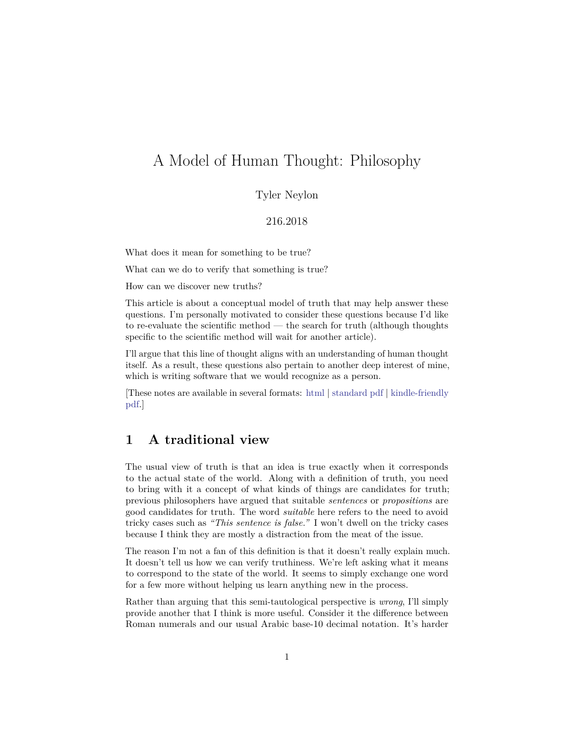# A Model of Human Thought: Philosophy

Tyler Neylon

216.2018

What does it mean for something to be true?

What can we do to verify that something is true?

How can we discover new truths?

This article is about a conceptual model of truth that may help answer these questions. I'm personally motivated to consider these questions because I'd like to re-evaluate the scientific method — the search for truth (although thoughts specific to the scientific method will wait for another article).

I'll argue that this line of thought aligns with an understanding of human thought itself. As a result, these questions also pertain to another deep interest of mine, which is writing software that we would recognize as a person.

[These notes are available in several formats: html | standard pdf | kindle-friendly pdf.]

## 1 A traditional view

The usual view of truth is that an idea is true exactly when it corresponds to the actual state of the world. Along with a definition of truth, you need to bring with it a concept of what kinds of things are candidates for truth; previous philosophers have argued that suitable *sentences* or *propositions* are good candidates for truth. The word *suitable* here refers to the need to avoid tricky cases such as *"This sentence is false."* I won't dwell on the tricky cases because I think they are mostly a distraction from the meat of the issue.

The reason I'm not a fan of this definition is that it doesn't really explain much. It doesn't tell us how we can verify truthiness. We're left asking what it means to correspond to the state of the world. It seems to simply exchange one word for a few more without helping us learn anything new in the process.

Rather than arguing that this semi-tautological perspective is *wrong*, I'll simply provide another that I think is more useful. Consider it the difference between Roman numerals and our usual Arabic base-10 decimal notation. It's harder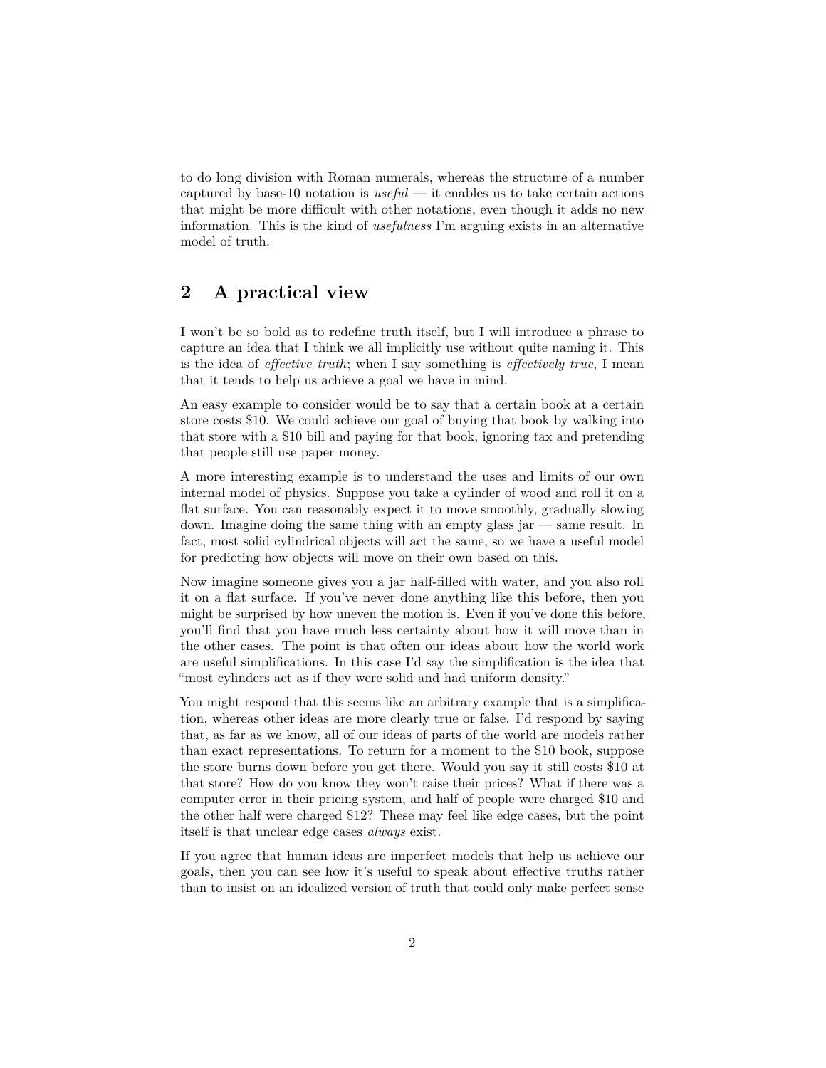to do long division with Roman numerals, whereas the structure of a number captured by base-10 notation is *useful* — it enables us to take certain actions that might be more difficult with other notations, even though it adds no new information. This is the kind of *usefulness* I'm arguing exists in an alternative model of truth.

## 2 A practical view

I won't be so bold as to redefine truth itself, but I will introduce a phrase to capture an idea that I think we all implicitly use without quite naming it. This is the idea of *effective truth*; when I say something is *effectively true*, I mean that it tends to help us achieve a goal we have in mind.

An easy example to consider would be to say that a certain book at a certain store costs $10. We could achieve our goal of buying that book by walking into that store with a $10 bill and paying for that book, ignoring tax and pretending that people still use paper money.

A more interesting example is to understand the uses and limits of our own internal model of physics. Suppose you take a cylinder of wood and roll it on a flat surface. You can reasonably expect it to move smoothly, gradually slowing down. Imagine doing the same thing with an empty glass jar — same result. In fact, most solid cylindrical objects will act the same, so we have a useful model for predicting how objects will move on their own based on this.

Now imagine someone gives you a jar half-filled with water, and you also roll it on a flat surface. If you've never done anything like this before, then you might be surprised by how uneven the motion is. Even if you've done this before, you'll find that you have much less certainty about how it will move than in the other cases. The point is that often our ideas about how the world work are useful simplifications. In this case I'd say the simplification is the idea that "most cylinders act as if they were solid and had uniform density."

You might respond that this seems like an arbitrary example that is a simplification, whereas other ideas are more clearly true or false. I'd respond by saying that, as far as we know, all of our ideas of parts of the world are models rather than exact representations. To return for a moment to the $10 book, suppose the store burns down before you get there. Would you say it still costs $10 at that store? How do you know they won't raise their prices? What if there was a computer error in their pricing system, and half of people were charged $10 and the other half were charged $12? These may feel like edge cases, but the point itself is that unclear edge cases *always* exist.

If you agree that human ideas are imperfect models that help us achieve our goals, then you can see how it's useful to speak about effective truths rather than to insist on an idealized version of truth that could only make perfect sense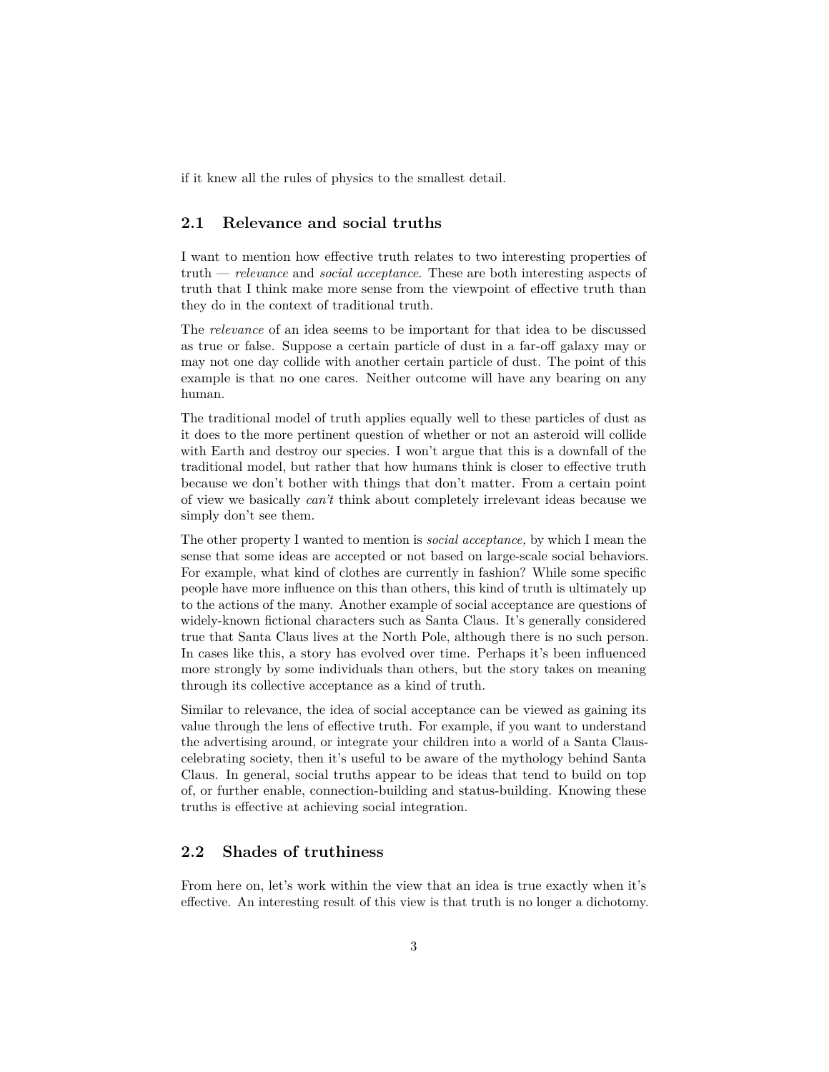if it knew all the rules of physics to the smallest detail.

## 2.1 Relevance and social truths

I want to mention how effective truth relates to two interesting properties of truth — *relevance* and *social acceptance*. These are both interesting aspects of truth that I think make more sense from the viewpoint of effective truth than they do in the context of traditional truth.

The *relevance* of an idea seems to be important for that idea to be discussed as true or false. Suppose a certain particle of dust in a far-off galaxy may or may not one day collide with another certain particle of dust. The point of this example is that no one cares. Neither outcome will have any bearing on any human.

The traditional model of truth applies equally well to these particles of dust as it does to the more pertinent question of whether or not an asteroid will collide with Earth and destroy our species. I won't argue that this is a downfall of the traditional model, but rather that how humans think is closer to effective truth because we don't bother with things that don't matter. From a certain point of view we basically *can't* think about completely irrelevant ideas because we simply don't see them.

The other property I wanted to mention is *social acceptance,* by which I mean the sense that some ideas are accepted or not based on large-scale social behaviors. For example, what kind of clothes are currently in fashion? While some specific people have more influence on this than others, this kind of truth is ultimately up to the actions of the many. Another example of social acceptance are questions of widely-known fictional characters such as Santa Claus. It's generally considered true that Santa Claus lives at the North Pole, although there is no such person. In cases like this, a story has evolved over time. Perhaps it's been influenced more strongly by some individuals than others, but the story takes on meaning through its collective acceptance as a kind of truth.

Similar to relevance, the idea of social acceptance can be viewed as gaining its value through the lens of effective truth. For example, if you want to understand the advertising around, or integrate your children into a world of a Santa Claus-celebrating society, then it's useful to be aware of the mythology behind Santa Claus. In general, social truths appear to be ideas that tend to build on top of, or further enable, connection-building and status-building. Knowing these truths is effective at achieving social integration.

## 2.2 Shades of truthiness

From here on, let's work within the view that an idea is true exactly when it's effective. An interesting result of this view is that truth is no longer a dichotomy.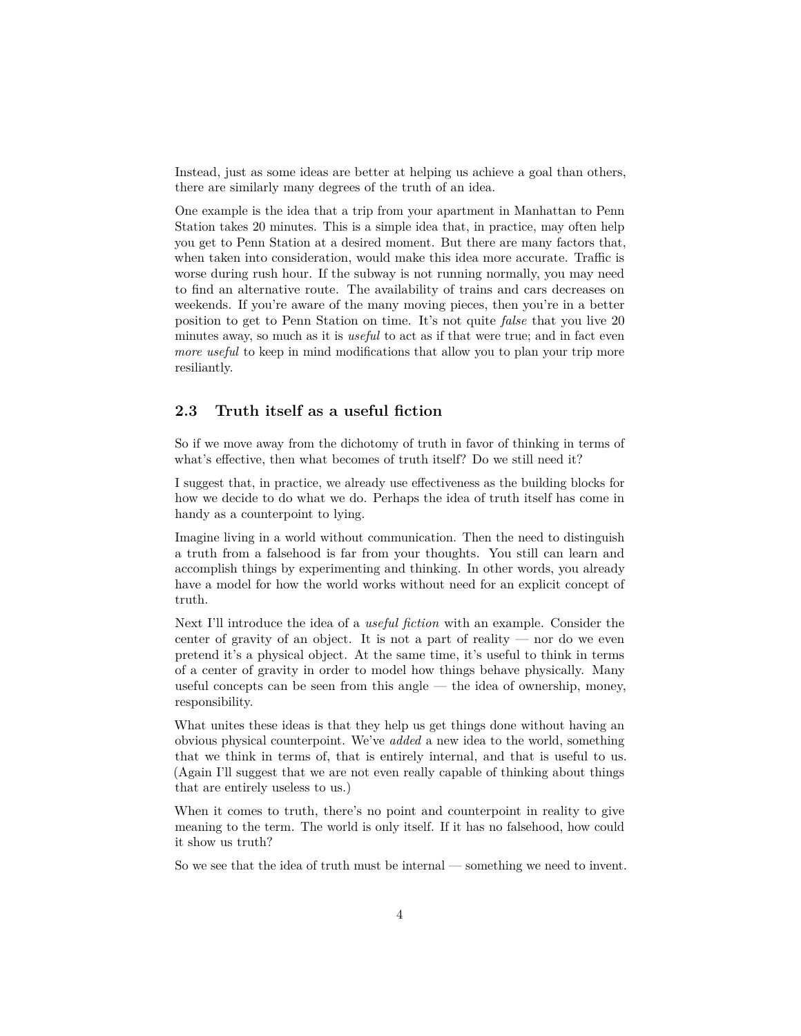Instead, just as some ideas are better at helping us achieve a goal than others, there are similarly many degrees of the truth of an idea.

One example is the idea that a trip from your apartment in Manhattan to Penn Station takes 20 minutes. This is a simple idea that, in practice, may often help you get to Penn Station at a desired moment. But there are many factors that, when taken into consideration, would make this idea more accurate. Traffic is worse during rush hour. If the subway is not running normally, you may need to find an alternative route. The availability of trains and cars decreases on weekends. If you're aware of the many moving pieces, then you're in a better position to get to Penn Station on time. It's not quite *false* that you live 20 minutes away, so much as it is *useful* to act as if that were true; and in fact even *more useful* to keep in mind modifications that allow you to plan your trip more resiliantly.

## 2.3 Truth itself as a useful fiction

So if we move away from the dichotomy of truth in favor of thinking in terms of what's effective, then what becomes of truth itself? Do we still need it?

I suggest that, in practice, we already use effectiveness as the building blocks for how we decide to do what we do. Perhaps the idea of truth itself has come in handy as a counterpoint to lying.

Imagine living in a world without communication. Then the need to distinguish a truth from a falsehood is far from your thoughts. You still can learn and accomplish things by experimenting and thinking. In other words, you already have a model for how the world works without need for an explicit concept of truth.

Next I'll introduce the idea of a *useful fiction* with an example. Consider the center of gravity of an object. It is not a part of reality — nor do we even pretend it's a physical object. At the same time, it's useful to think in terms of a center of gravity in order to model how things behave physically. Many useful concepts can be seen from this angle — the idea of ownership, money, responsibility.

What unites these ideas is that they help us get things done without having an obvious physical counterpoint. We've *added* a new idea to the world, something that we think in terms of, that is entirely internal, and that is useful to us. (Again I'll suggest that we are not even really capable of thinking about things that are entirely useless to us.)

When it comes to truth, there's no point and counterpoint in reality to give meaning to the term. The world is only itself. If it has no falsehood, how could it show us truth?

So we see that the idea of truth must be internal — something we need to invent.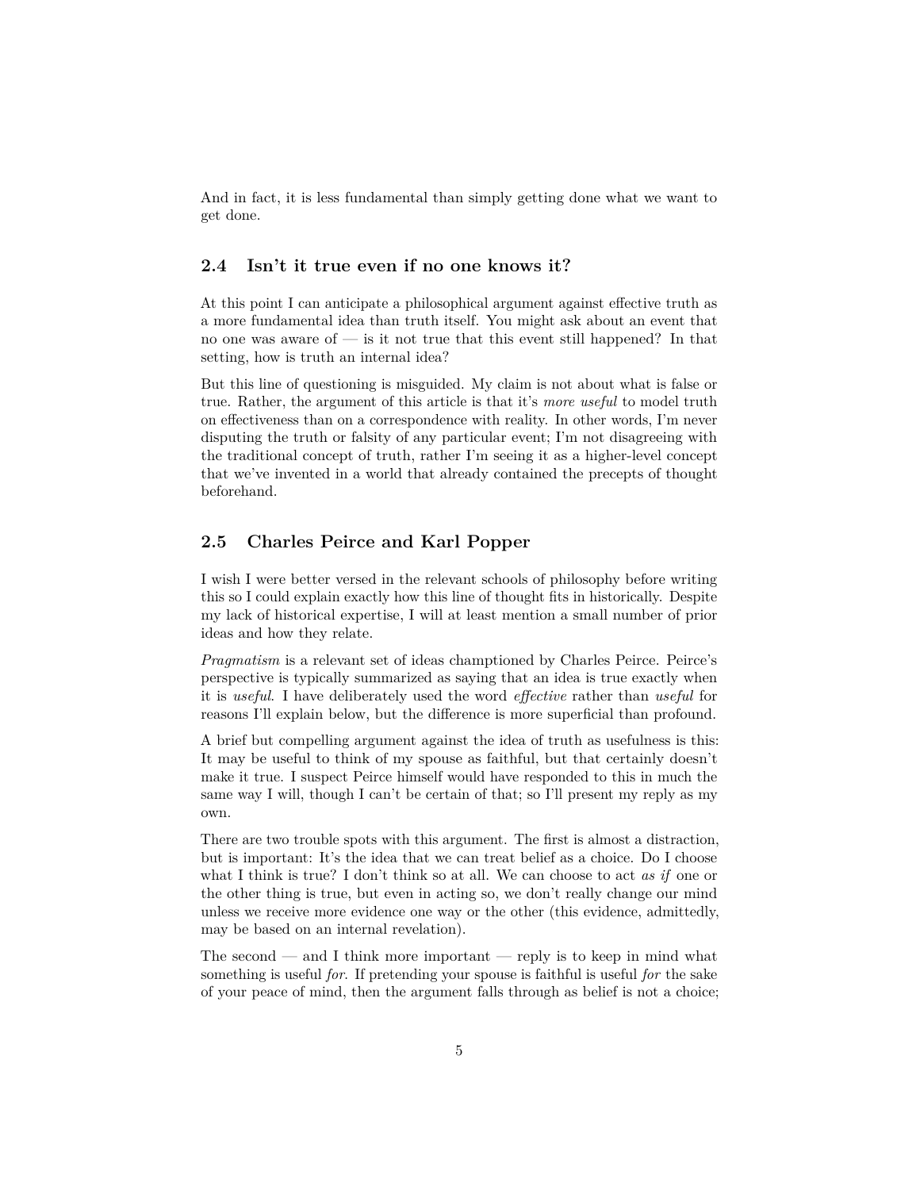And in fact, it is less fundamental than simply getting done what we want to get done.

### 2.4 Isn't it true even if no one knows it?

At this point I can anticipate a philosophical argument against effective truth as a more fundamental idea than truth itself. You might ask about an event that no one was aware of — is it not true that this event still happened? In that setting, how is truth an internal idea?

But this line of questioning is misguided. My claim is not about what is false or true. Rather, the argument of this article is that it's *more useful* to model truth on effectiveness than on a correspondence with reality. In other words, I'm never disputing the truth or falsity of any particular event; I'm not disagreeing with the traditional concept of truth, rather I'm seeing it as a higher-level concept that we've invented in a world that already contained the precepts of thought beforehand.

### 2.5 Charles Peirce and Karl Popper

I wish I were better versed in the relevant schools of philosophy before writing this so I could explain exactly how this line of thought fits in historically. Despite my lack of historical expertise, I will at least mention a small number of prior ideas and how they relate.

*Pragmatism* is a relevant set of ideas champtioned by Charles Peirce. Peirce's perspective is typically summarized as saying that an idea is true exactly when it is *useful*. I have deliberately used the word *effective* rather than *useful* for reasons I'll explain below, but the difference is more superficial than profound.

A brief but compelling argument against the idea of truth as usefulness is this: It may be useful to think of my spouse as faithful, but that certainly doesn't make it true. I suspect Peirce himself would have responded to this in much the same way I will, though I can't be certain of that; so I'll present my reply as my own.

There are two trouble spots with this argument. The first is almost a distraction, but is important: It's the idea that we can treat belief as a choice. Do I choose what I think is true? I don't think so at all. We can choose to act *as if* one or the other thing is true, but even in acting so, we don't really change our mind unless we receive more evidence one way or the other (this evidence, admittedly, may be based on an internal revelation).

The second — and I think more important — reply is to keep in mind what something is useful *for*. If pretending your spouse is faithful is useful *for* the sake of your peace of mind, then the argument falls through as belief is not a choice;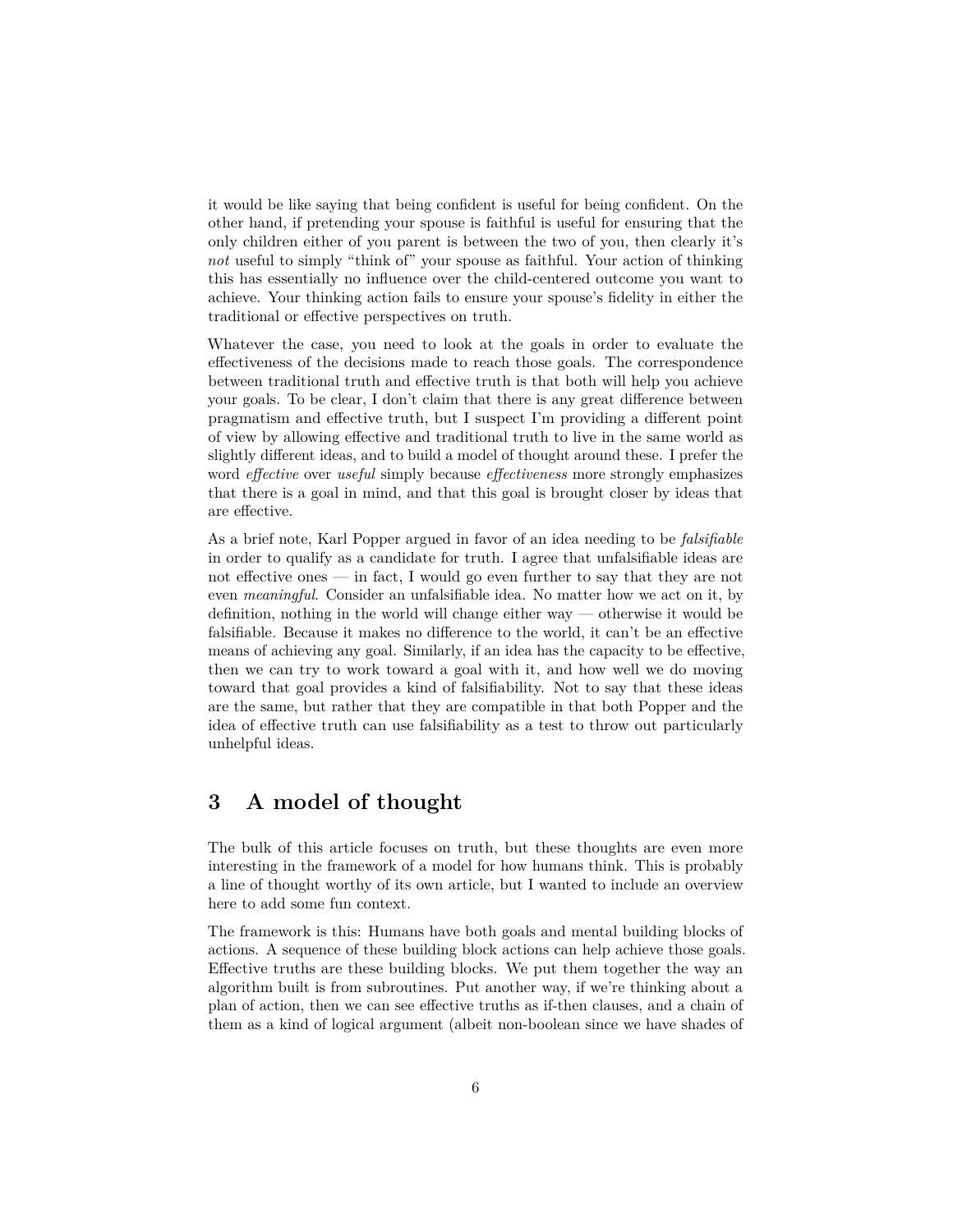it would be like saying that being confident is useful for being confident. On the other hand, if pretending your spouse is faithful is useful for ensuring that the only children either of you parent is between the two of you, then clearly it's *not* useful to simply "think of" your spouse as faithful. Your action of thinking this has essentially no influence over the child-centered outcome you want to achieve. Your thinking action fails to ensure your spouse's fidelity in either the traditional or effective perspectives on truth.

Whatever the case, you need to look at the goals in order to evaluate the effectiveness of the decisions made to reach those goals. The correspondence between traditional truth and effective truth is that both will help you achieve your goals. To be clear, I don't claim that there is any great difference between pragmatism and effective truth, but I suspect I'm providing a different point of view by allowing effective and traditional truth to live in the same world as slightly different ideas, and to build a model of thought around these. I prefer the word *effective* over *useful* simply because *effectiveness* more strongly emphasizes that there is a goal in mind, and that this goal is brought closer by ideas that are effective.

As a brief note, Karl Popper argued in favor of an idea needing to be *falsifiable* in order to qualify as a candidate for truth. I agree that unfalsifiable ideas are not effective ones — in fact, I would go even further to say that they are not even *meaningful*. Consider an unfalsifiable idea. No matter how we act on it, by definition, nothing in the world will change either way — otherwise it would be falsifiable. Because it makes no difference to the world, it can't be an effective means of achieving any goal. Similarly, if an idea has the capacity to be effective, then we can try to work toward a goal with it, and how well we do moving toward that goal provides a kind of falsifiability. Not to say that these ideas are the same, but rather that they are compatible in that both Popper and the idea of effective truth can use falsifiability as a test to throw out particularly unhelpful ideas.

## 3 A model of thought

The bulk of this article focuses on truth, but these thoughts are even more interesting in the framework of a model for how humans think. This is probably a line of thought worthy of its own article, but I wanted to include an overview here to add some fun context.

The framework is this: Humans have both goals and mental building blocks of actions. A sequence of these building block actions can help achieve those goals. Effective truths are these building blocks. We put them together the way an algorithm built is from subroutines. Put another way, if we're thinking about a plan of action, then we can see effective truths as if-then clauses, and a chain of them as a kind of logical argument (albeit non-boolean since we have shades of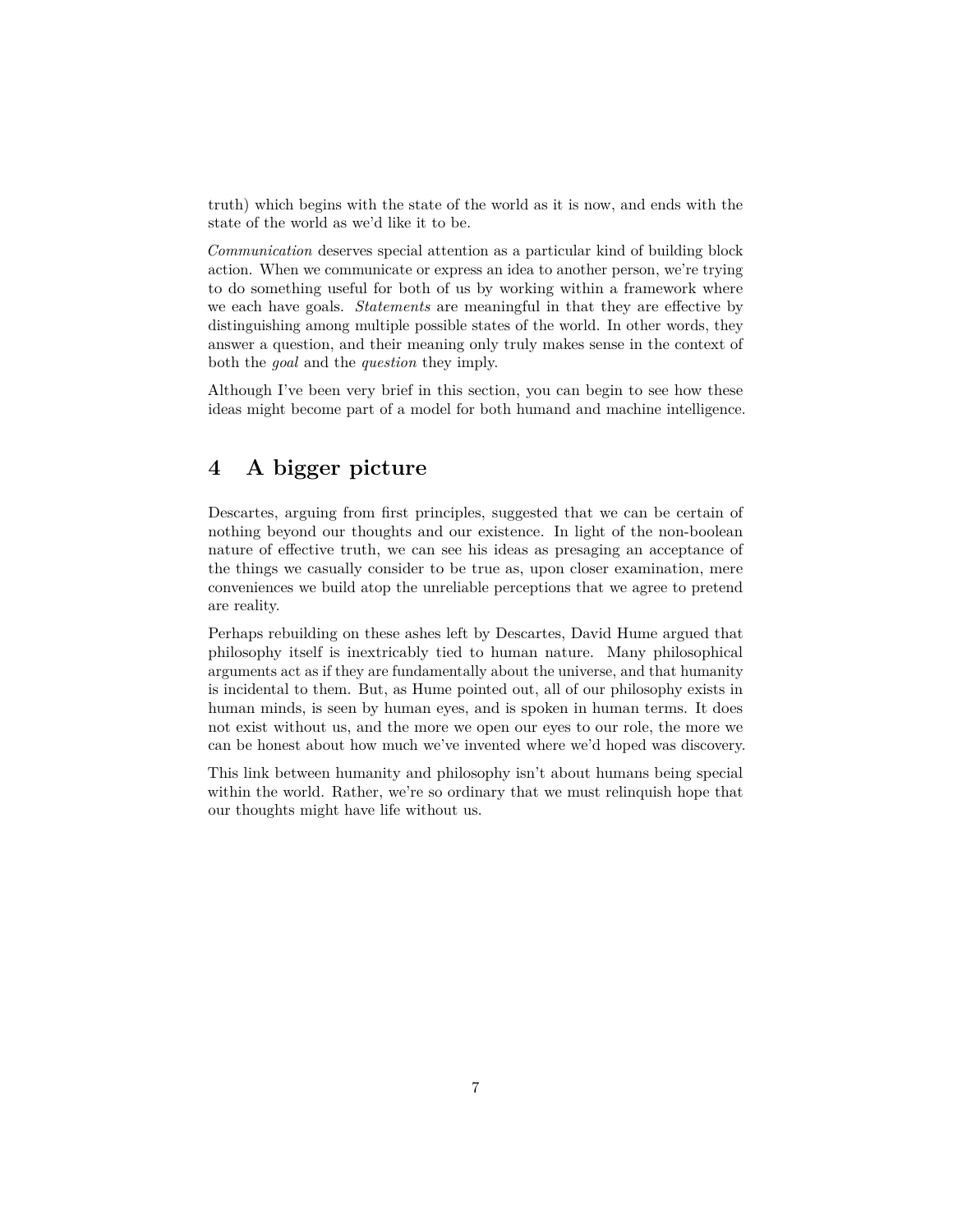truth) which begins with the state of the world as it is now, and ends with the state of the world as we'd like it to be.

*Communication* deserves special attention as a particular kind of building block action. When we communicate or express an idea to another person, we're trying to do something useful for both of us by working within a framework where we each have goals. *Statements* are meaningful in that they are effective by distinguishing among multiple possible states of the world. In other words, they answer a question, and their meaning only truly makes sense in the context of both the *goal* and the *question* they imply.

Although I've been very brief in this section, you can begin to see how these ideas might become part of a model for both humand and machine intelligence.

## 4 A bigger picture

Descartes, arguing from first principles, suggested that we can be certain of nothing beyond our thoughts and our existence. In light of the non-boolean nature of effective truth, we can see his ideas as presaging an acceptance of the things we casually consider to be true as, upon closer examination, mere conveniences we build atop the unreliable perceptions that we agree to pretend are reality.

Perhaps rebuilding on these ashes left by Descartes, David Hume argued that philosophy itself is inextricably tied to human nature. Many philosophical arguments act as if they are fundamentally about the universe, and that humanity is incidental to them. But, as Hume pointed out, all of our philosophy exists in human minds, is seen by human eyes, and is spoken in human terms. It does not exist without us, and the more we open our eyes to our role, the more we can be honest about how much we've invented where we'd hoped was discovery.

This link between humanity and philosophy isn't about humans being special within the world. Rather, we're so ordinary that we must relinquish hope that our thoughts might have life without us.